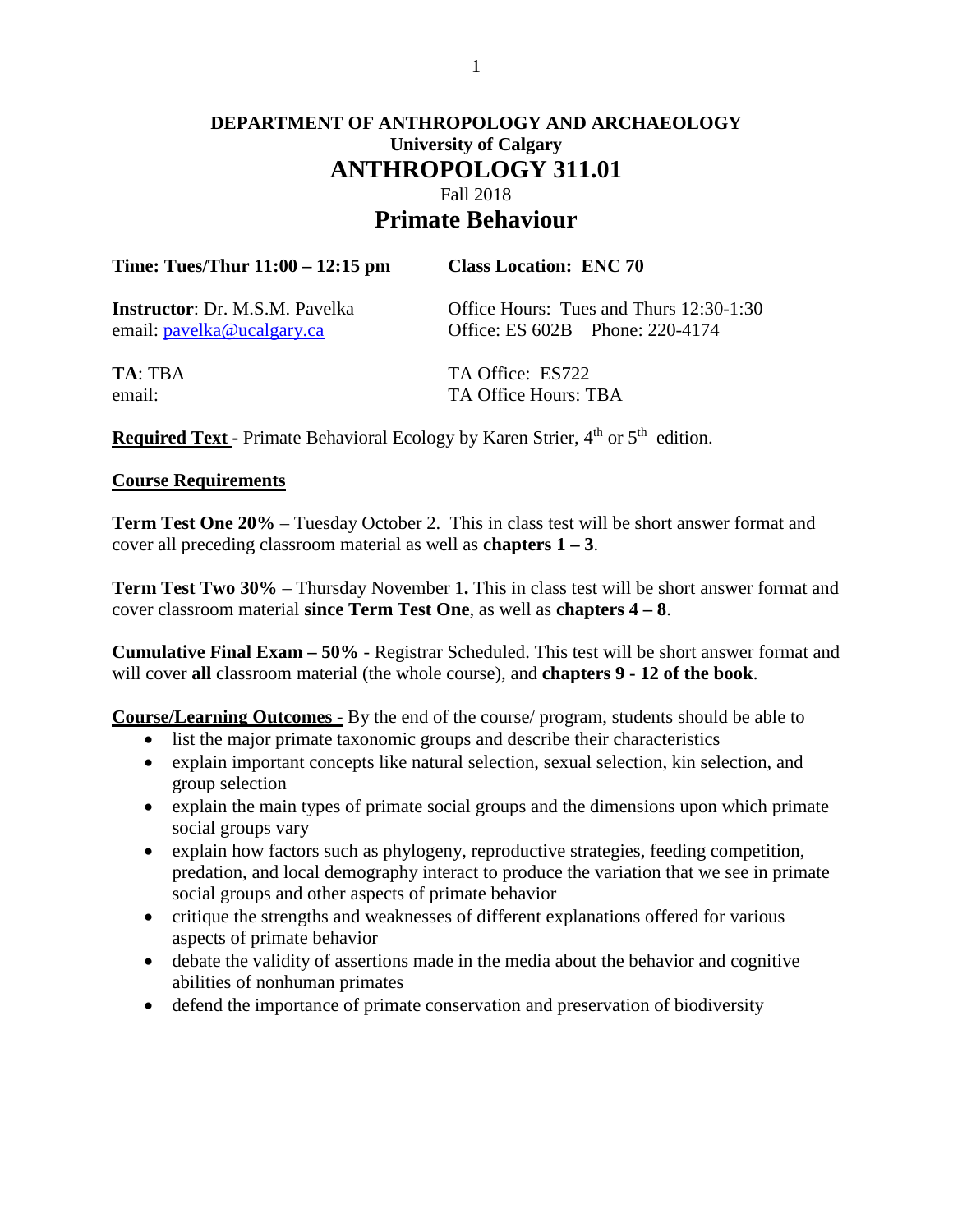**DEPARTMENT OF ANTHROPOLOGY AND ARCHAEOLOGY**
**University of Calgary**

# ANTHROPOLOGY 311.01

Fall 2018

# Primate Behaviour

**Time: Tues/Thur 11:00 – 12:15 pm**

**Class Location: ENC 70**

**Instructor**: Dr. M.S.M. Pavelka
email: pavelka@ucalgary.ca

Office Hours: Tues and Thurs 12:30-1:30
Office: ES 602B Phone: 220-4174

**TA**: TBA
email:

TA Office: ES722
TA Office Hours: TBA

**Required Text** - Primate Behavioral Ecology by Karen Strier, 4th or 5th edition.

**Course Requirements**

**Term Test One 20%** – Tuesday October 2. This in class test will be short answer format and cover all preceding classroom material as well as **chapters 1 – 3**.

**Term Test Two 30%** – Thursday November 1**.** This in class test will be short answer format and cover classroom material **since Term Test One**, as well as **chapters 4 – 8**.

**Cumulative Final Exam – 50%** - Registrar Scheduled. This test will be short answer format and will cover **all** classroom material (the whole course), and **chapters 9 - 12 of the book**.

**Course/Learning Outcomes -** By the end of the course/ program, students should be able to

- list the major primate taxonomic groups and describe their characteristics
- explain important concepts like natural selection, sexual selection, kin selection, and group selection
- explain the main types of primate social groups and the dimensions upon which primate social groups vary
- explain how factors such as phylogeny, reproductive strategies, feeding competition, predation, and local demography interact to produce the variation that we see in primate social groups and other aspects of primate behavior
- critique the strengths and weaknesses of different explanations offered for various aspects of primate behavior
- debate the validity of assertions made in the media about the behavior and cognitive abilities of nonhuman primates
- defend the importance of primate conservation and preservation of biodiversity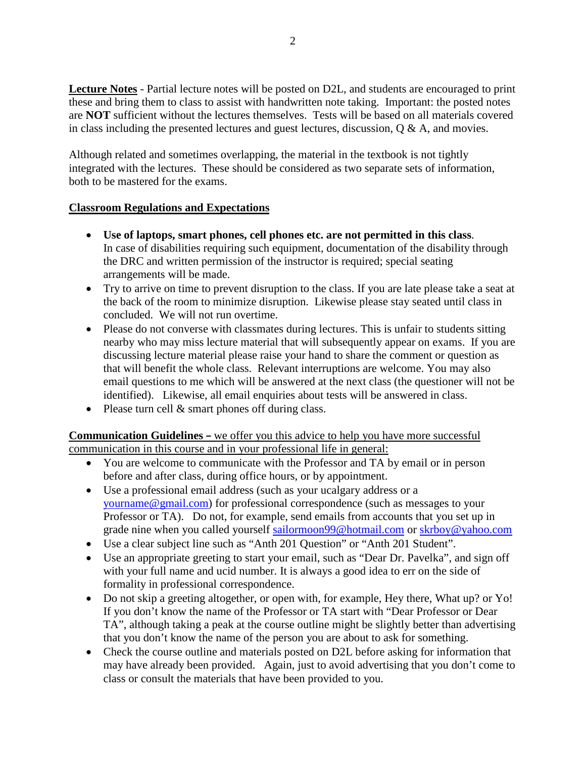**Lecture Notes** - Partial lecture notes will be posted on D2L, and students are encouraged to print these and bring them to class to assist with handwritten note taking. Important: the posted notes are **NOT** sufficient without the lectures themselves. Tests will be based on all materials covered in class including the presented lectures and guest lectures, discussion, Q & A, and movies.

Although related and sometimes overlapping, the material in the textbook is not tightly integrated with the lectures. These should be considered as two separate sets of information, both to be mastered for the exams.

**Classroom Regulations and Expectations**

- **Use of laptops, smart phones, cell phones etc. are not permitted in this class**. In case of disabilities requiring such equipment, documentation of the disability through the DRC and written permission of the instructor is required; special seating arrangements will be made.
- Try to arrive on time to prevent disruption to the class. If you are late please take a seat at the back of the room to minimize disruption. Likewise please stay seated until class in concluded. We will not run overtime.
- Please do not converse with classmates during lectures. This is unfair to students sitting nearby who may miss lecture material that will subsequently appear on exams. If you are discussing lecture material please raise your hand to share the comment or question as that will benefit the whole class. Relevant interruptions are welcome. You may also email questions to me which will be answered at the next class (the questioner will not be identified). Likewise, all email enquiries about tests will be answered in class.
- Please turn cell & smart phones off during class.

**Communication Guidelines –** we offer you this advice to help you have more successful communication in this course and in your professional life in general:

- You are welcome to communicate with the Professor and TA by email or in person before and after class, during office hours, or by appointment.
- Use a professional email address (such as your ucalgary address or a yourname@gmail.com) for professional correspondence (such as messages to your Professor or TA). Do not, for example, send emails from accounts that you set up in grade nine when you called yourself sailormoon99@hotmail.com or skrboy@yahoo.com
- Use a clear subject line such as "Anth 201 Question" or "Anth 201 Student".
- Use an appropriate greeting to start your email, such as "Dear Dr. Pavelka", and sign off with your full name and ucid number. It is always a good idea to err on the side of formality in professional correspondence.
- Do not skip a greeting altogether, or open with, for example, Hey there, What up? or Yo! If you don't know the name of the Professor or TA start with "Dear Professor or Dear TA", although taking a peak at the course outline might be slightly better than advertising that you don't know the name of the person you are about to ask for something.
- Check the course outline and materials posted on D2L before asking for information that may have already been provided. Again, just to avoid advertising that you don't come to class or consult the materials that have been provided to you.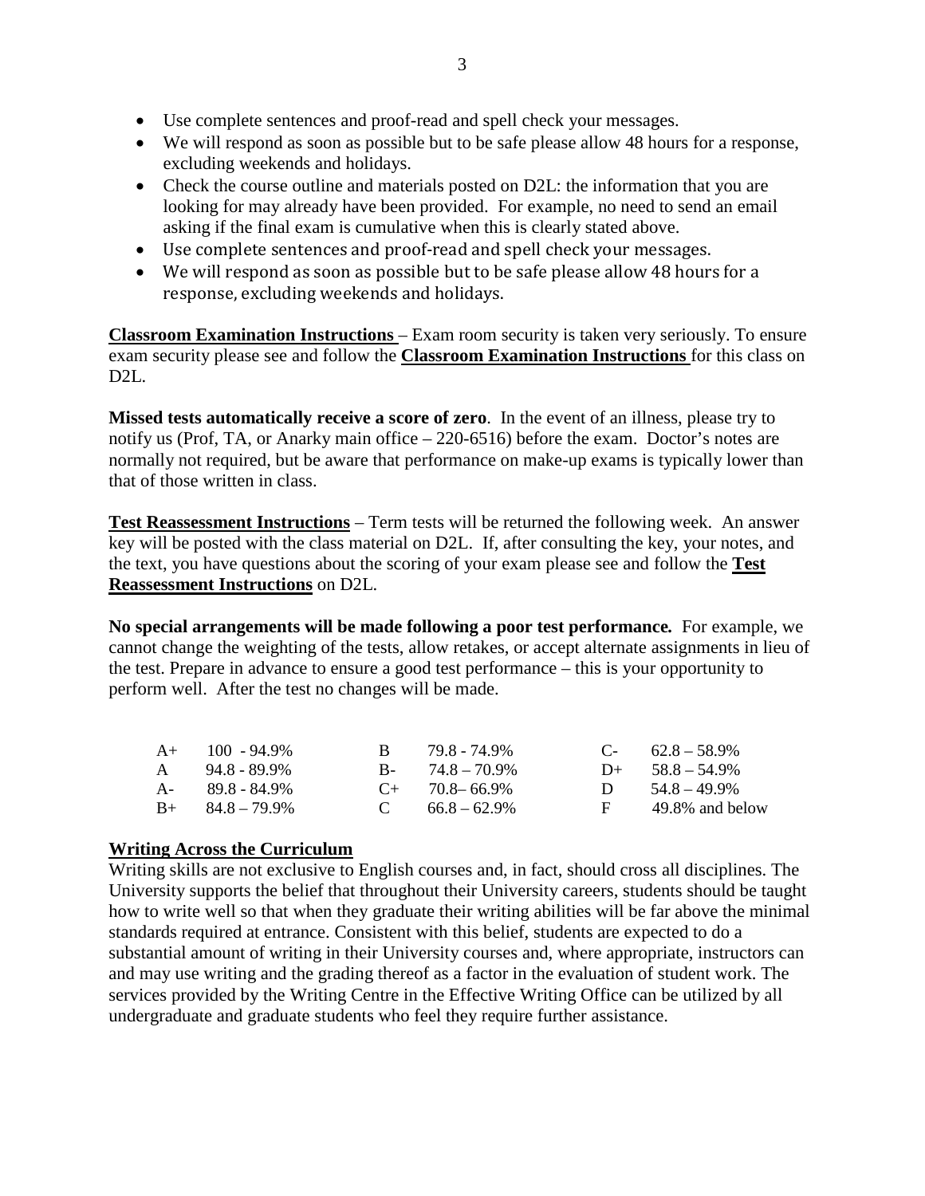- Use complete sentences and proof-read and spell check your messages.
- We will respond as soon as possible but to be safe please allow 48 hours for a response, excluding weekends and holidays.
- Check the course outline and materials posted on D2L: the information that you are looking for may already have been provided. For example, no need to send an email asking if the final exam is cumulative when this is clearly stated above.
- Use complete sentences and proof-read and spell check your messages.
- We will respond as soon as possible but to be safe please allow 48 hours for a response, excluding weekends and holidays.

**Classroom Examination Instructions** – Exam room security is taken very seriously. To ensure exam security please see and follow the **Classroom Examination Instructions** for this class on D2L.

**Missed tests automatically receive a score of zero**. In the event of an illness, please try to notify us (Prof, TA, or Anarky main office – 220-6516) before the exam. Doctor's notes are normally not required, but be aware that performance on make-up exams is typically lower than that of those written in class.

**Test Reassessment Instructions** – Term tests will be returned the following week. An answer key will be posted with the class material on D2L. If, after consulting the key, your notes, and the text, you have questions about the scoring of your exam please see and follow the **Test Reassessment Instructions** on D2L.

**No special arrangements will be made following a poor test performance.** For example, we cannot change the weighting of the tests, allow retakes, or accept alternate assignments in lieu of the test. Prepare in advance to ensure a good test performance – this is your opportunity to perform well. After the test no changes will be made.

| | | | | | |
|---|---|---|---|---|---|
| A+ | 100 - 94.9% | B | 79.8 - 74.9% | C- | 62.8 – 58.9% |
| A | 94.8 - 89.9% | B- | 74.8 – 70.9% | D+ | 58.8 – 54.9% |
| A- | 89.8 - 84.9% | C+ | 70.8– 66.9% | D | 54.8 – 49.9% |
| B+ | 84.8 – 79.9% | C | 66.8 – 62.9% | F | 49.8% and below |

## Writing Across the Curriculum

Writing skills are not exclusive to English courses and, in fact, should cross all disciplines. The University supports the belief that throughout their University careers, students should be taught how to write well so that when they graduate their writing abilities will be far above the minimal standards required at entrance. Consistent with this belief, students are expected to do a substantial amount of writing in their University courses and, where appropriate, instructors can and may use writing and the grading thereof as a factor in the evaluation of student work. The services provided by the Writing Centre in the Effective Writing Office can be utilized by all undergraduate and graduate students who feel they require further assistance.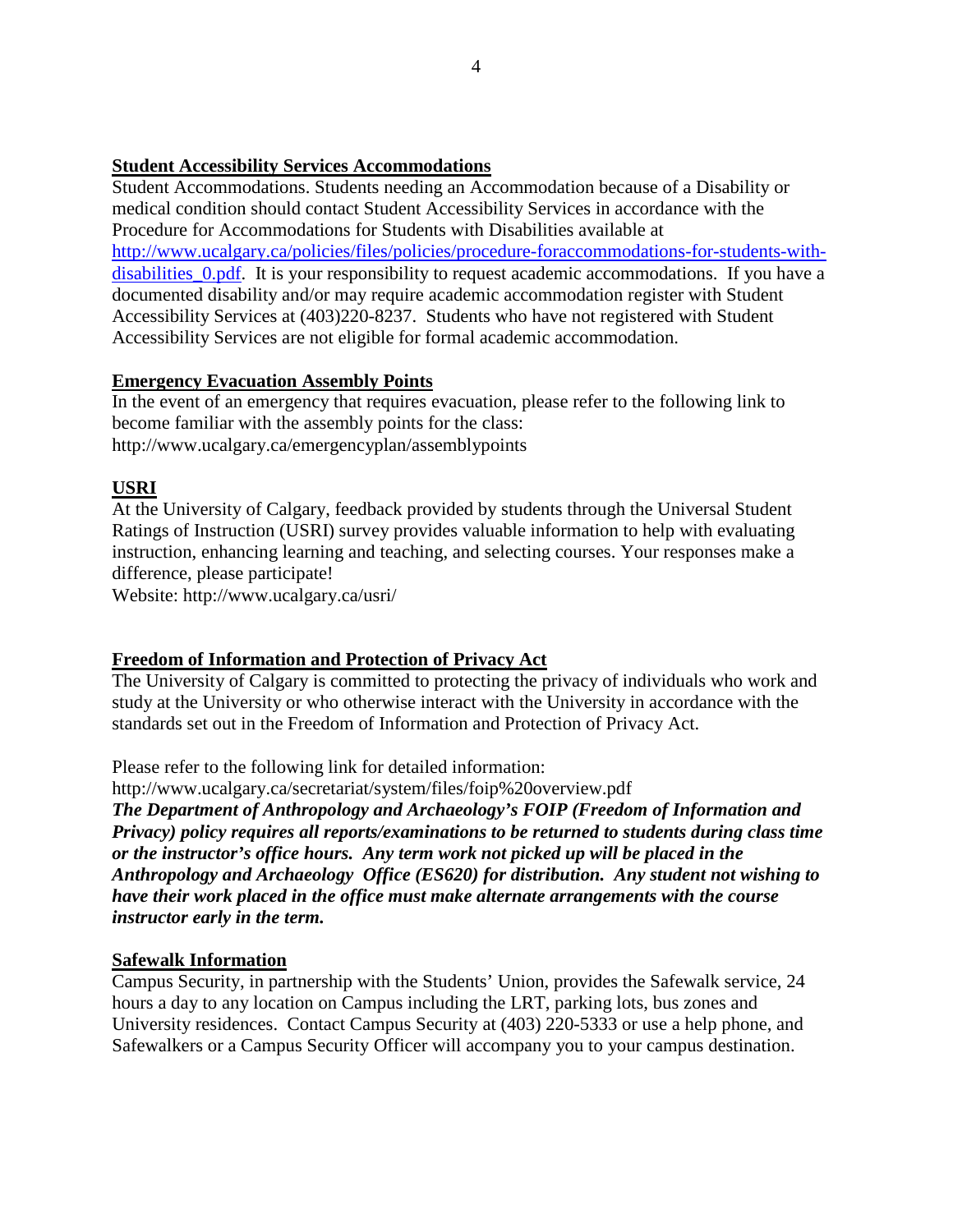**Student Accessibility Services Accommodations**

Student Accommodations. Students needing an Accommodation because of a Disability or medical condition should contact Student Accessibility Services in accordance with the Procedure for Accommodations for Students with Disabilities available at http://www.ucalgary.ca/policies/files/policies/procedure-foraccommodations-for-students-with-disabilities_0.pdf. It is your responsibility to request academic accommodations. If you have a documented disability and/or may require academic accommodation register with Student Accessibility Services at (403)220-8237. Students who have not registered with Student Accessibility Services are not eligible for formal academic accommodation.

**Emergency Evacuation Assembly Points**

In the event of an emergency that requires evacuation, please refer to the following link to become familiar with the assembly points for the class: http://www.ucalgary.ca/emergencyplan/assemblypoints

**USRI**

At the University of Calgary, feedback provided by students through the Universal Student Ratings of Instruction (USRI) survey provides valuable information to help with evaluating instruction, enhancing learning and teaching, and selecting courses. Your responses make a difference, please participate!

Website: http://www.ucalgary.ca/usri/

**Freedom of Information and Protection of Privacy Act**

The University of Calgary is committed to protecting the privacy of individuals who work and study at the University or who otherwise interact with the University in accordance with the standards set out in the Freedom of Information and Protection of Privacy Act.

Please refer to the following link for detailed information:
http://www.ucalgary.ca/secretariat/system/files/foip%20overview.pdf
***The Department of Anthropology and Archaeology's FOIP (Freedom of Information and Privacy) policy requires all reports/examinations to be returned to students during class time or the instructor's office hours. Any term work not picked up will be placed in the Anthropology and Archaeology Office (ES620) for distribution. Any student not wishing to have their work placed in the office must make alternate arrangements with the course instructor early in the term.***

**Safewalk Information**

Campus Security, in partnership with the Students' Union, provides the Safewalk service, 24 hours a day to any location on Campus including the LRT, parking lots, bus zones and University residences. Contact Campus Security at (403) 220-5333 or use a help phone, and Safewalkers or a Campus Security Officer will accompany you to your campus destination.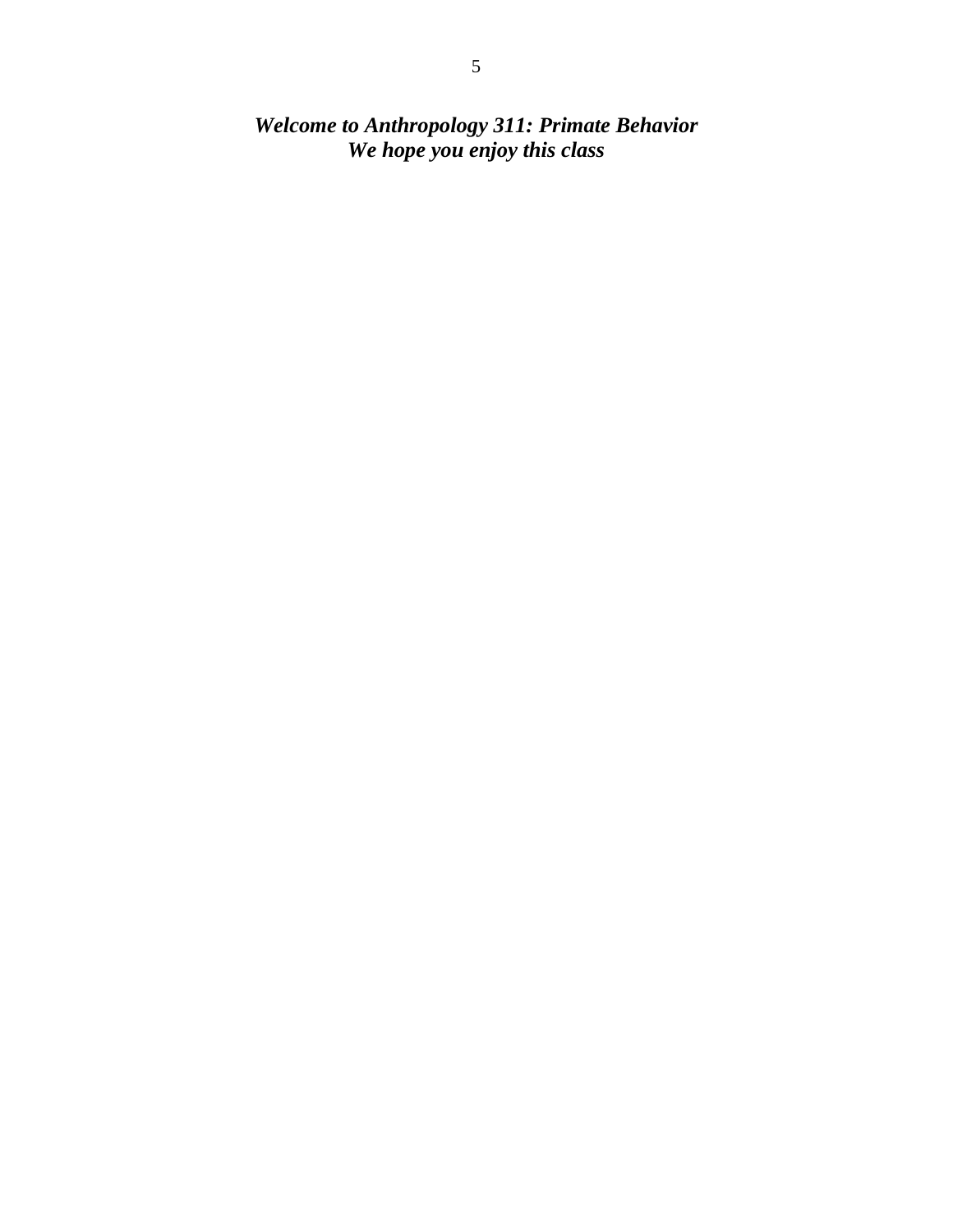***Welcome to Anthropology 311: Primate Behavior***
***We hope you enjoy this class***